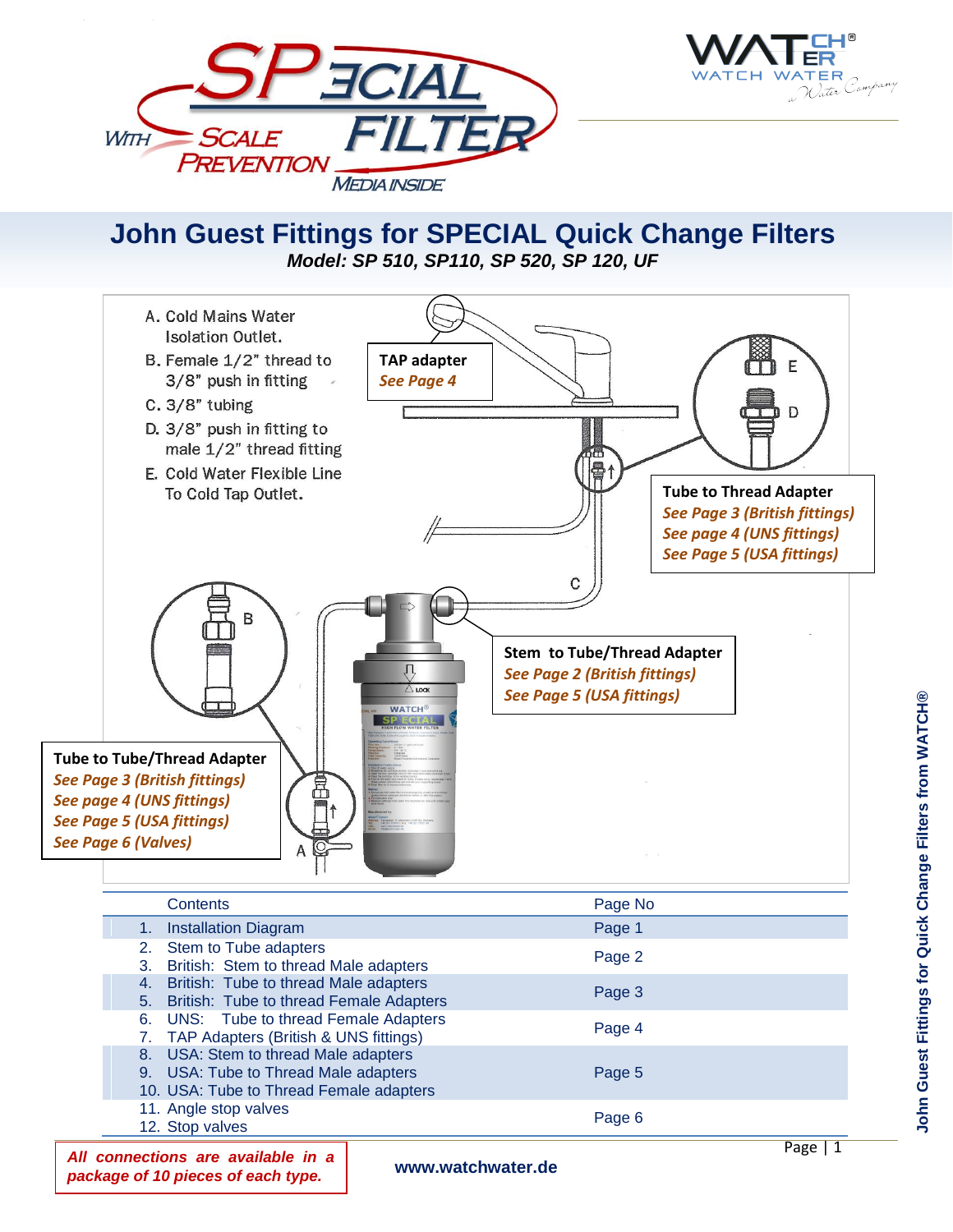# John Guest Fittings for SPECIAL Quick Change Filters

***Model: SP 510, SP110, SP 520, SP 120, UF***

A. Cold Mains Water Isolation Outlet.
B. Female 1/2" thread to 3/8" push in fitting
C. 3/8" tubing
D. 3/8" push in fitting to male 1/2" thread fitting
E. Cold Water Flexible Line To Cold Tap Outlet.

**TAP adapter**
*See Page 4*

**Tube to Thread Adapter**
*See Page 3 (British fittings)*
*See page 4 (UNS fittings)*
*See Page 5 (USA fittings)*

**Stem to Tube/Thread Adapter**
*See Page 2 (British fittings)*
*See Page 5 (USA fittings)*

**Tube to Tube/Thread Adapter**
*See Page 3 (British fittings)*
*See page 4 (UNS fittings)*
*See Page 5 (USA fittings)*
*See Page 6 (Valves)*

| Contents | Page No |
|---|---|
| 1. Installation Diagram | Page 1 |
| 2. Stem to Tube adapters<br>3. British: Stem to thread Male adapters | Page 2 |
| 4. British: Tube to thread Male adapters<br>5. British: Tube to thread Female Adapters | Page 3 |
| 6. UNS: Tube to thread Female Adapters<br>7. TAP Adapters (British & UNS fittings) | Page 4 |
| 8. USA: Stem to thread Male adapters<br>9. USA: Tube to Thread Male adapters<br>10. USA: Tube to Thread Female adapters | Page 5 |
| 11. Angle stop valves<br>12. Stop valves | Page 6 |

***All connections are available in a package of 10 pieces of each type.***

**www.watchwater.de**

**John Guest Fittings for Quick Change Filters from WATCH®**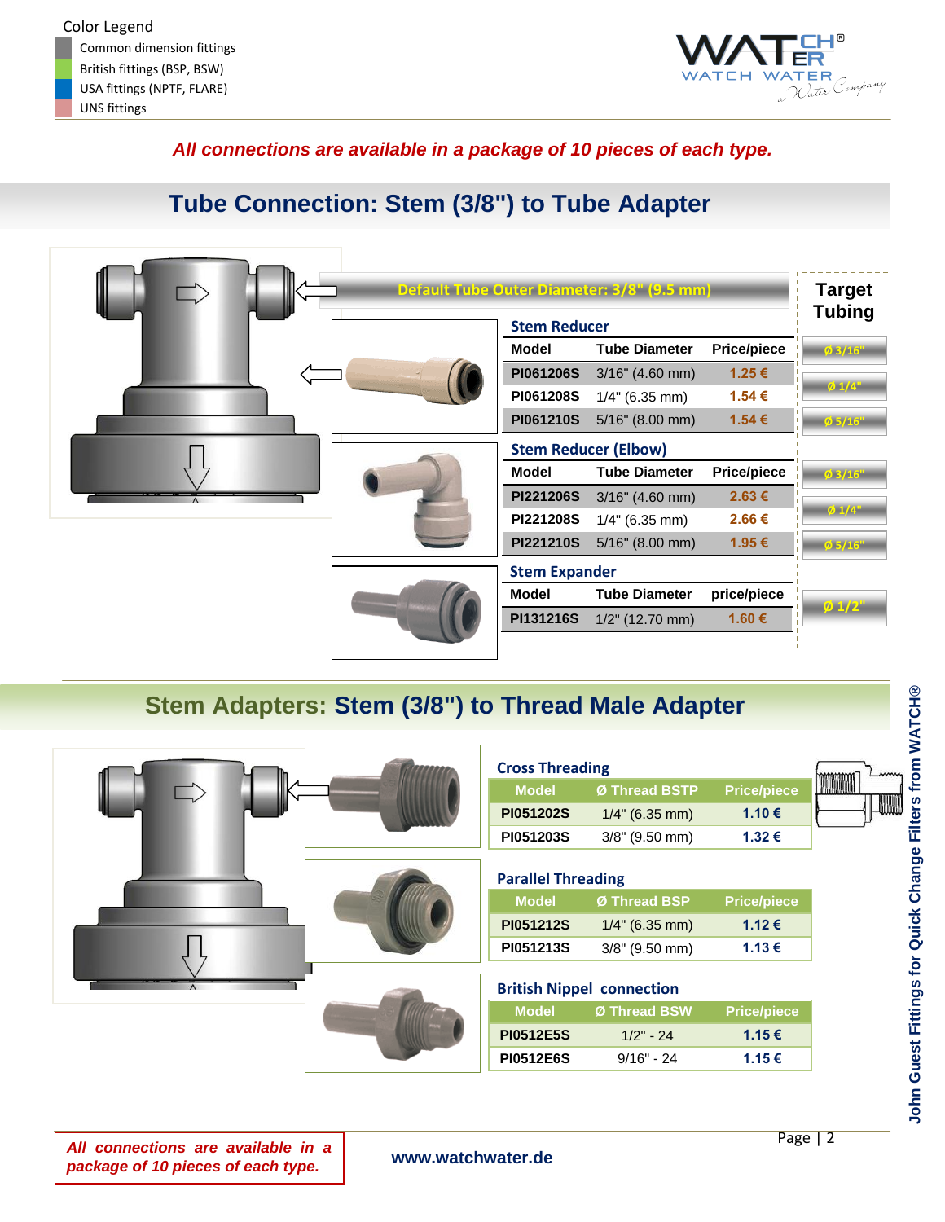Color Legend

- Common dimension fittings
- British fittings (BSP, BSW)
- USA fittings (NPTF, FLARE)
- UNS fittings

*All connections are available in a package of 10 pieces of each type.*

## Tube Connection: Stem (3/8") to Tube Adapter

Default Tube Outer Diameter: 3/8" (9.5 mm)

### Stem Reducer

| Model | Tube Diameter | Price/piece | Target Tubing |
|---|---|---|---|
| PI061206S | 3/16" (4.60 mm) | 1.25 € | Ø 3/16" |
| PI061208S | 1/4" (6.35 mm) | 1.54 € | Ø 1/4" |
| PI061210S | 5/16" (8.00 mm) | 1.54 € | Ø 5/16" |

### Stem Reducer (Elbow)

| Model | Tube Diameter | Price/piece | Target Tubing |
|---|---|---|---|
| PI221206S | 3/16" (4.60 mm) | 2.63 € | Ø 3/16" |
| PI221208S | 1/4" (6.35 mm) | 2.66 € | Ø 1/4" |
| PI221210S | 5/16" (8.00 mm) | 1.95 € | Ø 5/16" |

### Stem Expander

| Model | Tube Diameter | price/piece | Target Tubing |
|---|---|---|---|
| PI131216S | 1/2" (12.70 mm) | 1.60 € | Ø 1/2" |

## Stem Adapters: Stem (3/8") to Thread Male Adapter

### Cross Threading

| Model | Ø Thread BSTP | Price/piece |
|---|---|---|
| PI051202S | 1/4" (6.35 mm) | 1.10 € |
| PI051203S | 3/8" (9.50 mm) | 1.32 € |

### Parallel Threading

| Model | Ø Thread BSP | Price/piece |
|---|---|---|
| PI051212S | 1/4" (6.35 mm) | 1.12 € |
| PI051213S | 3/8" (9.50 mm) | 1.13 € |

### British Nippel connection

| Model | Ø Thread BSW | Price/piece |
|---|---|---|
| PI0512E5S | 1/2" - 24 | 1.15 € |
| PI0512E6S | 9/16" - 24 | 1.15 € |

John Guest Fittings for Quick Change Filters from WATCH®

*All connections are available in a package of 10 pieces of each type.*

www.watchwater.de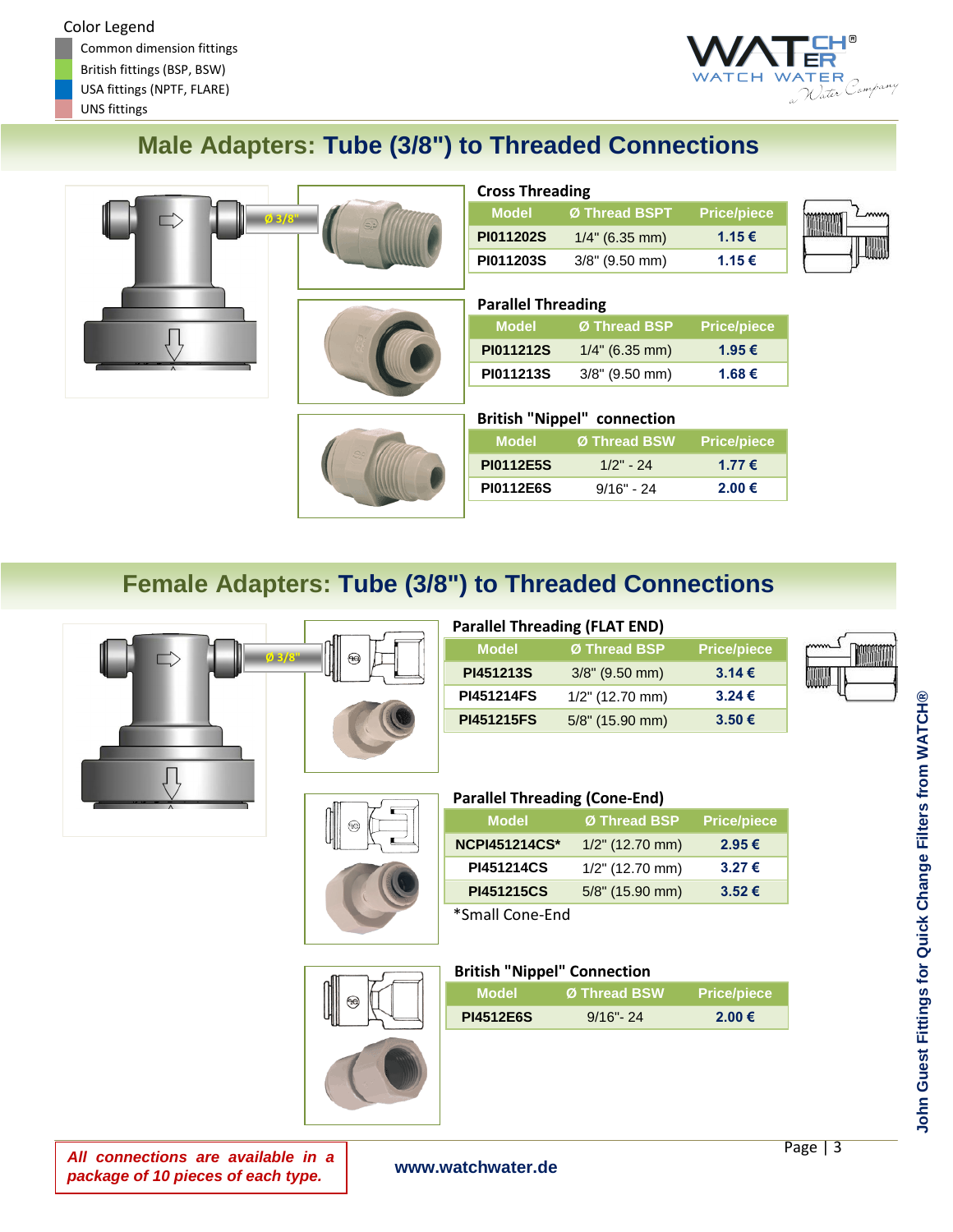Color Legend

- Common dimension fittings
- British fittings (BSP, BSW)
- USA fittings (NPTF, FLARE)
- UNS fittings

## Male Adapters: Tube (3/8") to Threaded Connections

Ø 3/8"

### Cross Threading

| Model | Ø Thread BSPT | Price/piece |
|---|---|---|
| PI011202S | 1/4" (6.35 mm) | 1.15 € |
| PI011203S | 3/8" (9.50 mm) | 1.15 € |

### Parallel Threading

| Model | Ø Thread BSP | Price/piece |
|---|---|---|
| PI011212S | 1/4" (6.35 mm) | 1.95 € |
| PI011213S | 3/8" (9.50 mm) | 1.68 € |

### British "Nippel" connection

| Model | Ø Thread BSW | Price/piece |
|---|---|---|
| PI0112E5S | 1/2" - 24 | 1.77 € |
| PI0112E6S | 9/16" - 24 | 2.00 € |

## Female Adapters: Tube (3/8") to Threaded Connections

Ø 3/8"

### Parallel Threading (FLAT END)

| Model | Ø Thread BSP | Price/piece |
|---|---|---|
| PI451213S | 3/8" (9.50 mm) | 3.14 € |
| PI451214FS | 1/2" (12.70 mm) | 3.24 € |
| PI451215FS | 5/8" (15.90 mm) | 3.50 € |

### Parallel Threading (Cone-End)

| Model | Ø Thread BSP | Price/piece |
|---|---|---|
| NCPI451214CS* | 1/2" (12.70 mm) | 2.95 € |
| PI451214CS | 1/2" (12.70 mm) | 3.27 € |
| PI451215CS | 5/8" (15.90 mm) | 3.52 € |

*Small Cone-End

### British "Nippel" Connection

| Model | Ø Thread BSW | Price/piece |
|---|---|---|
| PI4512E6S | 9/16"- 24 | 2.00 € |

John Guest Fittings for Quick Change Filters from WATCH®

***All connections are available in a package of 10 pieces of each type.***

www.watchwater.de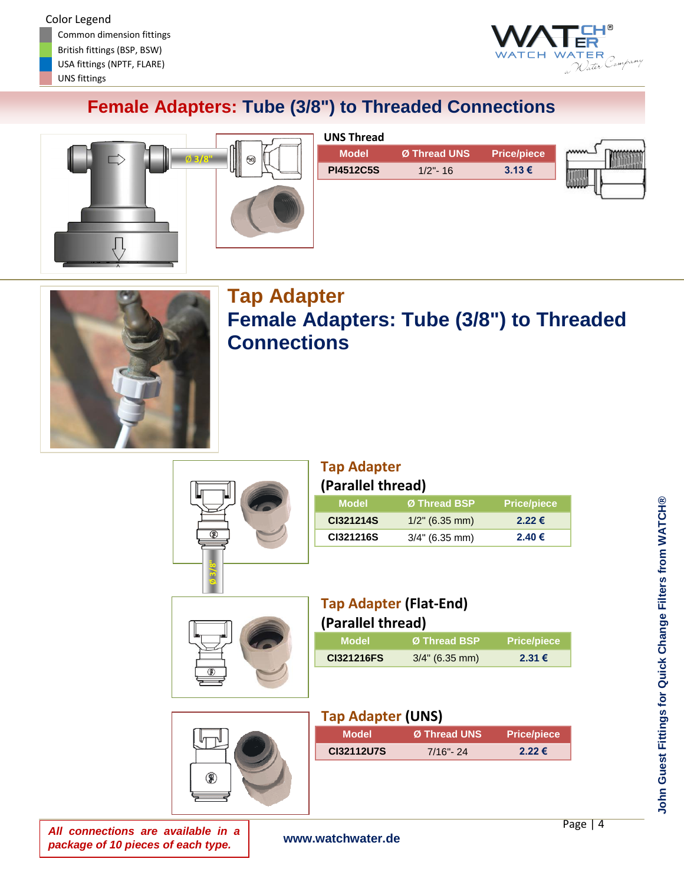Color Legend

- Common dimension fittings
- British fittings (BSP, BSW)
- USA fittings (NPTF, FLARE)
- UNS fittings

# Female Adapters: Tube (3/8") to Threaded Connections

### UNS Thread

| Model | Ø Thread UNS | Price/piece |
|---|---|---|
| PI4512C5S | 1/2"- 16 | 3.13 € |

# Tap Adapter

## Female Adapters: Tube (3/8") to Threaded Connections

### Tap Adapter (Parallel thread)

| Model | Ø Thread BSP | Price/piece |
|---|---|---|
| CI321214S | 1/2" (6.35 mm) | 2.22 € |
| CI321216S | 3/4" (6.35 mm) | 2.40 € |

### Tap Adapter (Flat-End) (Parallel thread)

| Model | Ø Thread BSP | Price/piece |
|---|---|---|
| CI321216FS | 3/4" (6.35 mm) | 2.31 € |

### Tap Adapter (UNS)

| Model | Ø Thread UNS | Price/piece |
|---|---|---|
| CI32112U7S | 7/16"- 24 | 2.22 € |

*All connections are available in a package of 10 pieces of each type.*

www.watchwater.de

John Guest Fittings for Quick Change Filters from WATCH®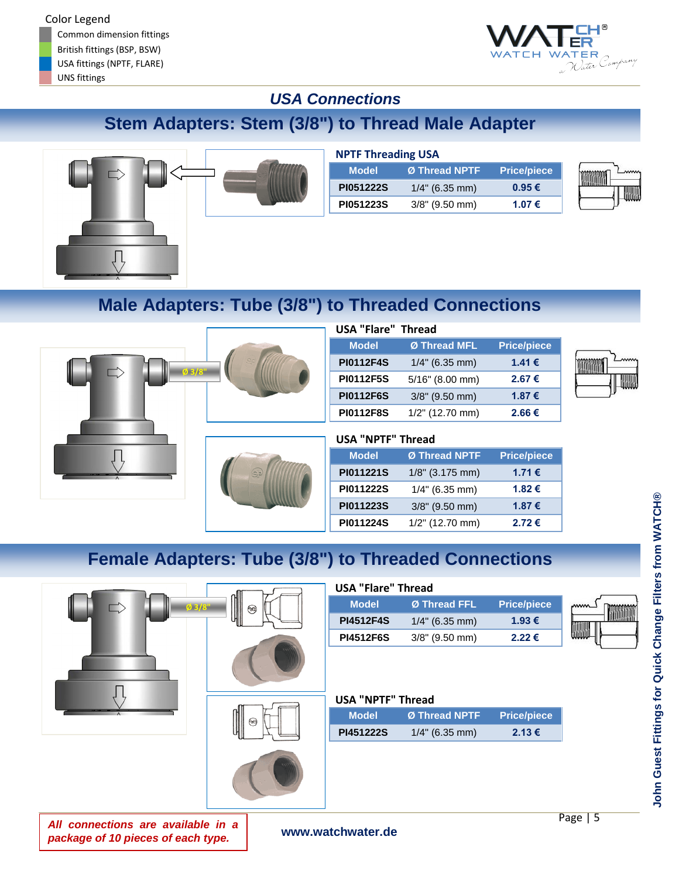Color Legend

- Common dimension fittings
- British fittings (BSP, BSW)
- USA fittings (NPTF, FLARE)
- UNS fittings

## USA Connections

## Stem Adapters: Stem (3/8") to Thread Male Adapter

**NPTF Threading USA**

| Model | Ø Thread NPTF | Price/piece |
|---|---|---|
| PI051222S | 1/4" (6.35 mm) | 0.95 € |
| PI051223S | 3/8" (9.50 mm) | 1.07 € |

## Male Adapters: Tube (3/8") to Threaded Connections

Ø 3/8"

**USA "Flare" Thread**

| Model | Ø Thread MFL | Price/piece |
|---|---|---|
| PI0112F4S | 1/4" (6.35 mm) | 1.41 € |
| PI0112F5S | 5/16" (8.00 mm) | 2.67 € |
| PI0112F6S | 3/8" (9.50 mm) | 1.87 € |
| PI0112F8S | 1/2" (12.70 mm) | 2.66 € |

**USA "NPTF" Thread**

| Model | Ø Thread NPTF | Price/piece |
|---|---|---|
| PI011221S | 1/8" (3.175 mm) | 1.71 € |
| PI011222S | 1/4" (6.35 mm) | 1.82 € |
| PI011223S | 3/8" (9.50 mm) | 1.87 € |
| PI011224S | 1/2" (12.70 mm) | 2.72 € |

## Female Adapters: Tube (3/8") to Threaded Connections

Ø 3/8"

**USA "Flare" Thread**

| Model | Ø Thread FFL | Price/piece |
|---|---|---|
| PI4512F4S | 1/4" (6.35 mm) | 1.93 € |
| PI4512F6S | 3/8" (9.50 mm) | 2.22 € |

**USA "NPTF" Thread**

| Model | Ø Thread NPTF | Price/piece |
|---|---|---|
| PI451222S | 1/4" (6.35 mm) | 2.13 € |

*All connections are available in a package of 10 pieces of each type.*

www.watchwater.de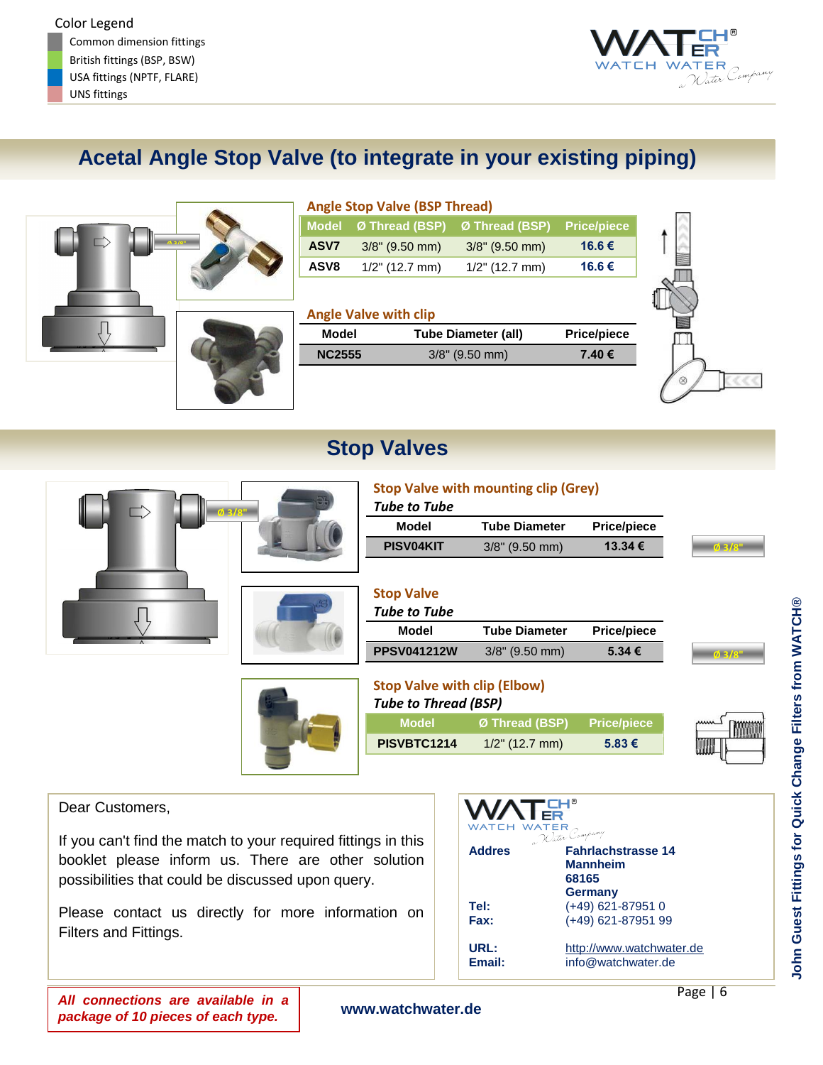Color Legend

- Common dimension fittings
- British fittings (BSP, BSW)
- USA fittings (NPTF, FLARE)
- UNS fittings

# Acetal Angle Stop Valve (to integrate in your existing piping)

### Angle Stop Valve (BSP Thread)

| Model | Ø Thread (BSP) | Ø Thread (BSP) | Price/piece |
|---|---|---|---|
| ASV7 | 3/8" (9.50 mm) | 3/8" (9.50 mm) | 16.6 € |
| ASV8 | 1/2" (12.7 mm) | 1/2" (12.7 mm) | 16.6 € |

### Angle Valve with clip

| Model | Tube Diameter (all) | Price/piece |
|---|---|---|
| NC2555 | 3/8" (9.50 mm) | 7.40 € |

# Stop Valves

### Stop Valve with mounting clip (Grey)

***Tube to Tube***

| Model | Tube Diameter | Price/piece |
|---|---|---|
| PISV04KIT | 3/8" (9.50 mm) | 13.34 € |

### Stop Valve

***Tube to Tube***

| Model | Tube Diameter | Price/piece |
|---|---|---|
| PPSV041212W | 3/8" (9.50 mm) | 5.34 € |

### Stop Valve with clip (Elbow)

***Tube to Thread (BSP)***

| Model | Ø Thread (BSP) | Price/piece |
|---|---|---|
| PISVBTC1214 | 1/2" (12.7 mm) | 5.83 € |

Dear Customers,

If you can't find the match to your required fittings in this booklet please inform us. There are other solution possibilities that could be discussed upon query.

Please contact us directly for more information on Filters and Fittings.

WATCH WATER

| | |
|---|---|
| **Addres** | **Fahrlachstrasse 14** **Mannheim** **68165** **Germany** |
| **Tel:** | (+49) 621-87951 0 |
| **Fax:** | (+49) 621-87951 99 |
| **URL:** | http://www.watchwater.de |
| **Email:** | info@watchwater.de |

***All connections are available in a package of 10 pieces of each type.***

**www.watchwater.de**

**John Guest Fittings for Quick Change Filters from WATCH®**